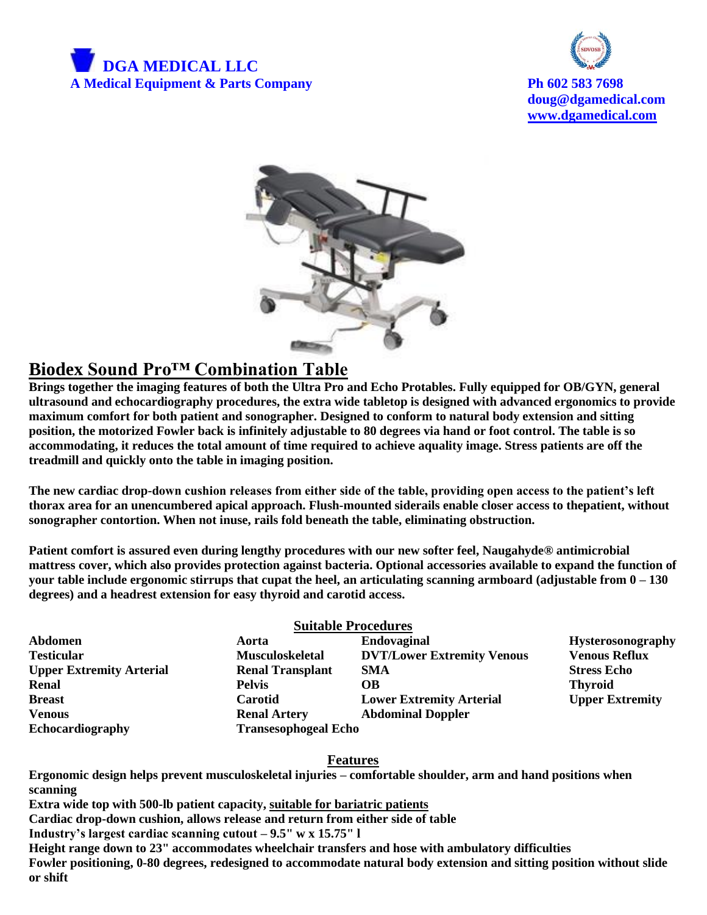# DGA MEDICAL LLC

**A Medical Equipment & Parts Company**

**Ph 602 583 7698**
**doug@dgamedical.com**
**www.dgamedical.com**

## Biodex Sound Pro™ Combination Table

**Brings together the imaging features of both the Ultra Pro and Echo Protables. Fully equipped for OB/GYN, general ultrasound and echocardiography procedures, the extra wide tabletop is designed with advanced ergonomics to provide maximum comfort for both patient and sonographer. Designed to conform to natural body extension and sitting position, the motorized Fowler back is infinitely adjustable to 80 degrees via hand or foot control. The table is so accommodating, it reduces the total amount of time required to achieve aquality image. Stress patients are off the treadmill and quickly onto the table in imaging position.**

**The new cardiac drop-down cushion releases from either side of the table, providing open access to the patient's left thorax area for an unencumbered apical approach. Flush-mounted siderails enable closer access to thepatient, without sonographer contortion. When not inuse, rails fold beneath the table, eliminating obstruction.**

**Patient comfort is assured even during lengthy procedures with our new softer feel, Naugahyde® antimicrobial mattress cover, which also provides protection against bacteria. Optional accessories available to expand the function of your table include ergonomic stirrups that cupat the heel, an articulating scanning armboard (adjustable from 0 – 130 degrees) and a headrest extension for easy thyroid and carotid access.**

### Suitable Procedures

| | | | |
|---|---|---|---|
| **Abdomen** | **Aorta** | **Endovaginal** | **Hysterosonography** |
| **Testicular** | **Musculoskeletal** | **DVT/Lower Extremity Venous** | **Venous Reflux** |
| **Upper Extremity Arterial** | **Renal Transplant** | **SMA** | **Stress Echo** |
| **Renal** | **Pelvis** | **OB** | **Thyroid** |
| **Breast** | **Carotid** | **Lower Extremity Arterial** | **Upper Extremity** |
| **Venous** | **Renal Artery** | **Abdominal Doppler** | |
| **Echocardiography** | **Transesophogeal Echo** | | |

### Features

**Ergonomic design helps prevent musculoskeletal injuries – comfortable shoulder, arm and hand positions when scanning**
**Extra wide top with 500-lb patient capacity, suitable for bariatric patients**
**Cardiac drop-down cushion, allows release and return from either side of table**
**Industry's largest cardiac scanning cutout – 9.5" w x 15.75" l**
**Height range down to 23" accommodates wheelchair transfers and hose with ambulatory difficulties**
**Fowler positioning, 0-80 degrees, redesigned to accommodate natural body extension and sitting position without slide or shift**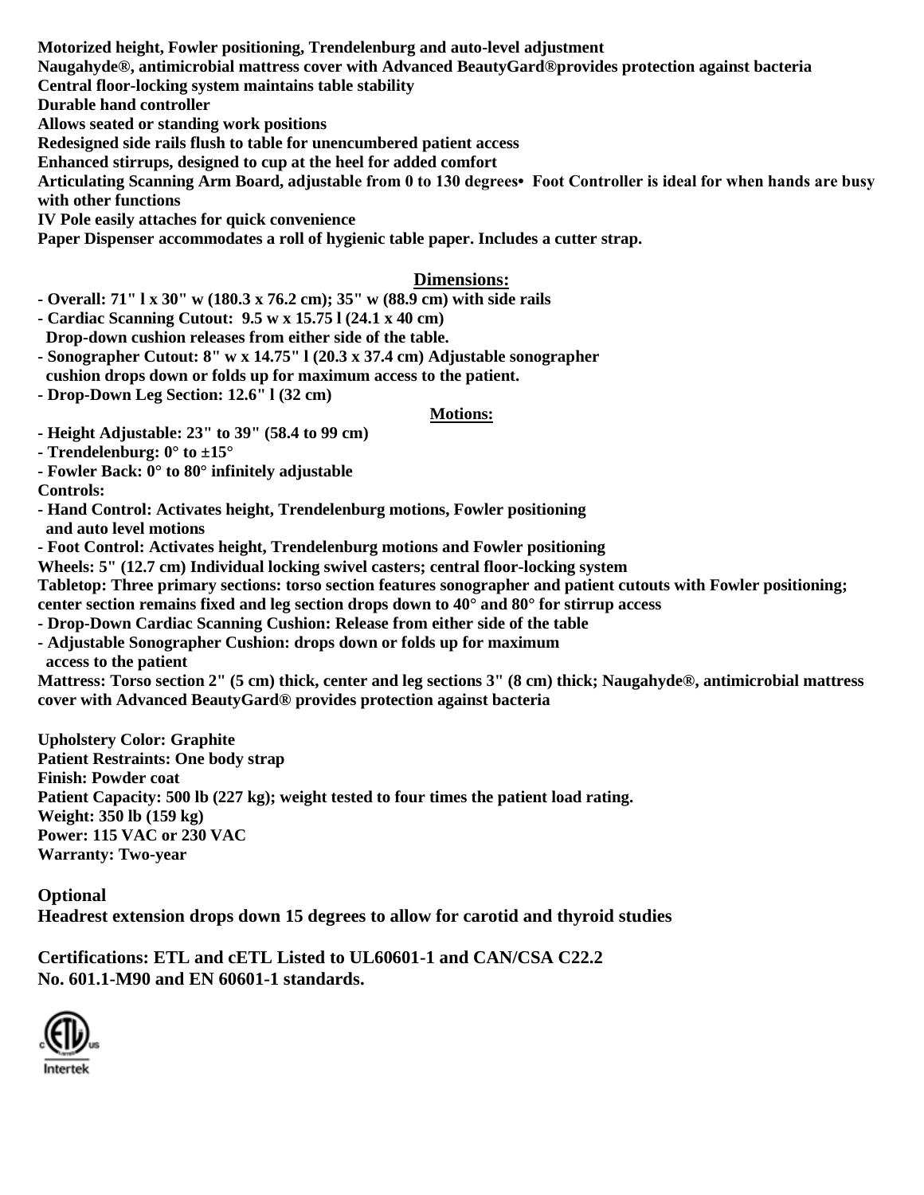**Motorized height, Fowler positioning, Trendelenburg and auto-level adjustment**
**Naugahyde®, antimicrobial mattress cover with Advanced BeautyGard®provides protection against bacteria**
**Central floor-locking system maintains table stability**
**Durable hand controller**
**Allows seated or standing work positions**
**Redesigned side rails flush to table for unencumbered patient access**
**Enhanced stirrups, designed to cup at the heel for added comfort**
**Articulating Scanning Arm Board, adjustable from 0 to 130 degrees• Foot Controller is ideal for when hands are busy with other functions**
**IV Pole easily attaches for quick convenience**
**Paper Dispenser accommodates a roll of hygienic table paper. Includes a cutter strap.**

**Dimensions:**

**- Overall: 71" l x 30" w (180.3 x 76.2 cm); 35" w (88.9 cm) with side rails**
**- Cardiac Scanning Cutout: 9.5 w x 15.75 l (24.1 x 40 cm)**
**Drop-down cushion releases from either side of the table.**
**- Sonographer Cutout: 8" w x 14.75" l (20.3 x 37.4 cm) Adjustable sonographer cushion drops down or folds up for maximum access to the patient.**
**- Drop-Down Leg Section: 12.6" l (32 cm)**

**Motions:**

**- Height Adjustable: 23" to 39" (58.4 to 99 cm)**
**- Trendelenburg: 0° to ±15°**
**- Fowler Back: 0° to 80° infinitely adjustable**

**Controls:**

**- Hand Control: Activates height, Trendelenburg motions, Fowler positioning and auto level motions**
**- Foot Control: Activates height, Trendelenburg motions and Fowler positioning**

**Wheels: 5" (12.7 cm) Individual locking swivel casters; central floor-locking system**
**Tabletop: Three primary sections: torso section features sonographer and patient cutouts with Fowler positioning; center section remains fixed and leg section drops down to 40° and 80° for stirrup access**
**- Drop-Down Cardiac Scanning Cushion: Release from either side of the table**
**- Adjustable Sonographer Cushion: drops down or folds up for maximum access to the patient**
**Mattress: Torso section 2" (5 cm) thick, center and leg sections 3" (8 cm) thick; Naugahyde®, antimicrobial mattress cover with Advanced BeautyGard® provides protection against bacteria**

**Upholstery Color: Graphite**
**Patient Restraints: One body strap**
**Finish: Powder coat**
**Patient Capacity: 500 lb (227 kg); weight tested to four times the patient load rating.**
**Weight: 350 lb (159 kg)**
**Power: 115 VAC or 230 VAC**
**Warranty: Two-year**

**Optional**
**Headrest extension drops down 15 degrees to allow for carotid and thyroid studies**

**Certifications: ETL and cETL Listed to UL60601-1 and CAN/CSA C22.2 No. 601.1-M90 and EN 60601-1 standards.**

Intertek